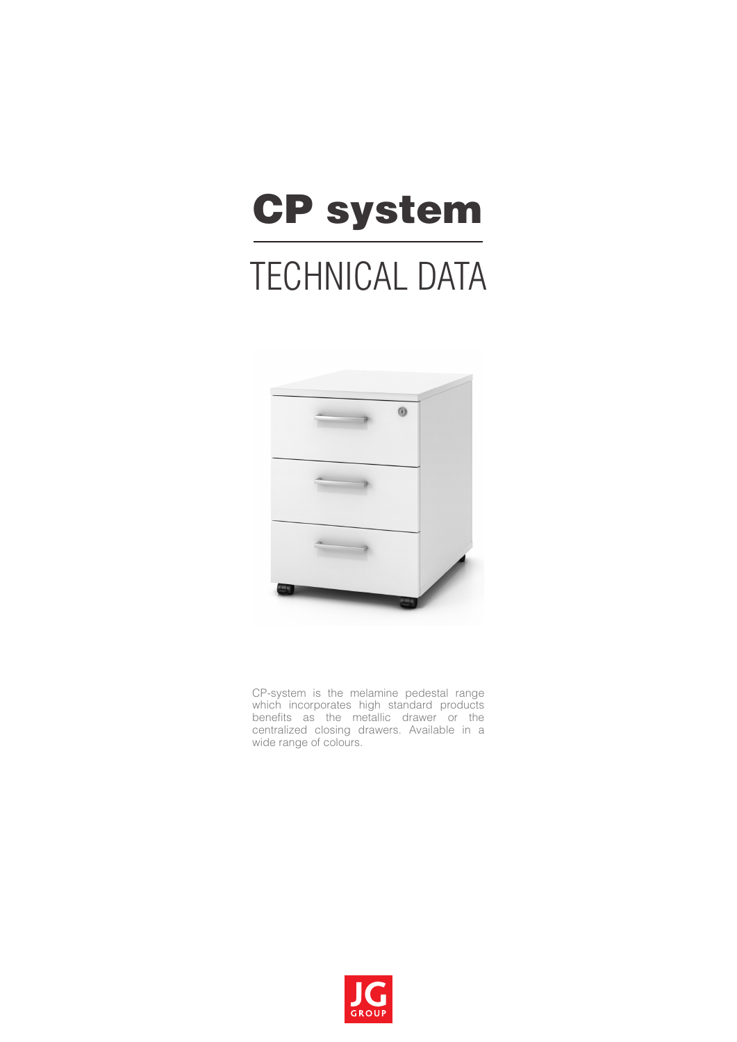# CP system

## TECHNICAL DATA

CP-system is the melamine pedestal range which incorporates high standard products benefits as the metallic drawer or the centralized closing drawers. Available in a wide range of colours.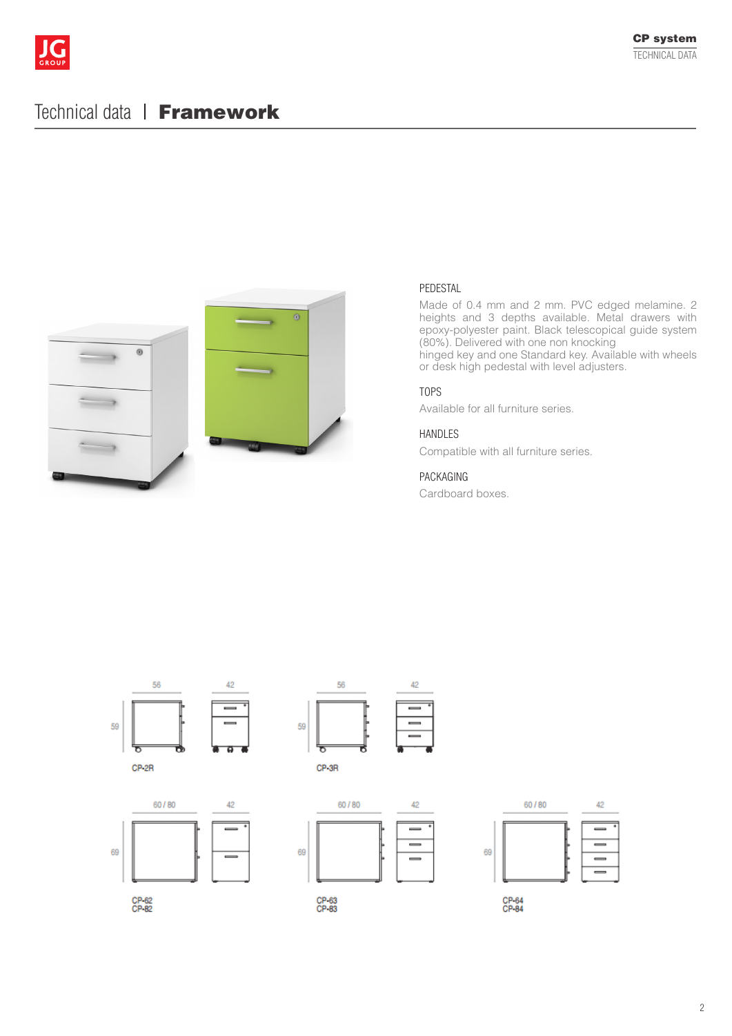# Technical data | **Framework**

### PEDESTAL

Made of 0.4 mm and 2 mm. PVC edged melamine. 2 heights and 3 depths available. Metal drawers with epoxy-polyester paint. Black telescopical guide system (80%). Delivered with one non knocking hinged key and one Standard key. Available with wheels or desk high pedestal with level adjusters.

### TOPS

Available for all furniture series.

### HANDLES

Compatible with all furniture series.

### PACKAGING

Cardboard boxes.

56 | 42 | 59

CP-2R

56 | 42 | 59

CP-3R

60 / 80 | 42 | 69

CP-62
CP-82

60 / 80 | 42 | 69

CP-63
CP-83

60 / 80 | 42 | 69

CP-64
CP-84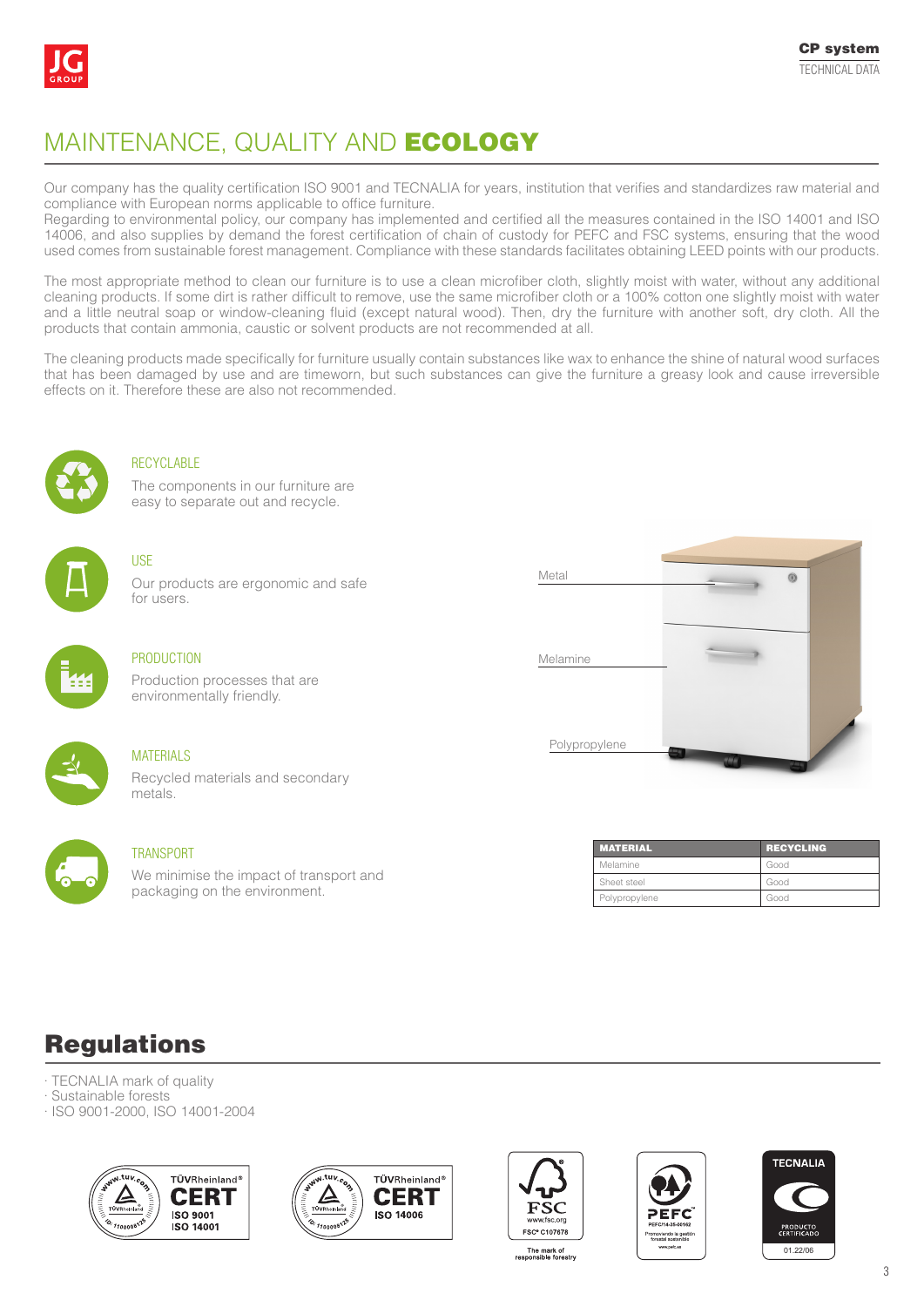# MAINTENANCE, QUALITY AND **ECOLOGY**

Our company has the quality certification ISO 9001 and TECNALIA for years, institution that verifies and standardizes raw material and compliance with European norms applicable to office furniture.
Regarding to environmental policy, our company has implemented and certified all the measures contained in the ISO 14001 and ISO 14006, and also supplies by demand the forest certification of chain of custody for PEFC and FSC systems, ensuring that the wood used comes from sustainable forest management. Compliance with these standards facilitates obtaining LEED points with our products.

The most appropriate method to clean our furniture is to use a clean microfiber cloth, slightly moist with water, without any additional cleaning products. If some dirt is rather difficult to remove, use the same microfiber cloth or a 100% cotton one slightly moist with water and a little neutral soap or window-cleaning fluid (except natural wood). Then, dry the furniture with another soft, dry cloth. All the products that contain ammonia, caustic or solvent products are not recommended at all.

The cleaning products made specifically for furniture usually contain substances like wax to enhance the shine of natural wood surfaces that has been damaged by use and are timeworn, but such substances can give the furniture a greasy look and cause irreversible effects on it. Therefore these are also not recommended.

**RECYCLABLE**
The components in our furniture are easy to separate out and recycle.

**USE**
Our products are ergonomic and safe for users.

**PRODUCTION**
Production processes that are environmentally friendly.

**MATERIALS**
Recycled materials and secondary metals.

**TRANSPORT**
We minimise the impact of transport and packaging on the environment.

Metal
Melamine
Polypropylene

| MATERIAL | RECYCLING |
| --- | --- |
| Melamine | Good |
| Sheet steel | Good |
| Polypropylene | Good |

## Regulations

- TECNALIA mark of quality
- Sustainable forests
- ISO 9001-2000, ISO 14001-2004

TÜVRheinland® CERT ISO 9001 ISO 14001

TÜVRheinland® CERT ISO 14006

FSC www.fsc.org FSC® C107678 The mark of responsible forestry

PEFC PEFC/14-35-00162 Promoviendo la gestión forestal sostenible www.pefc.es

TECNALIA PRODUCTO CERTIFICADO 01.22/06